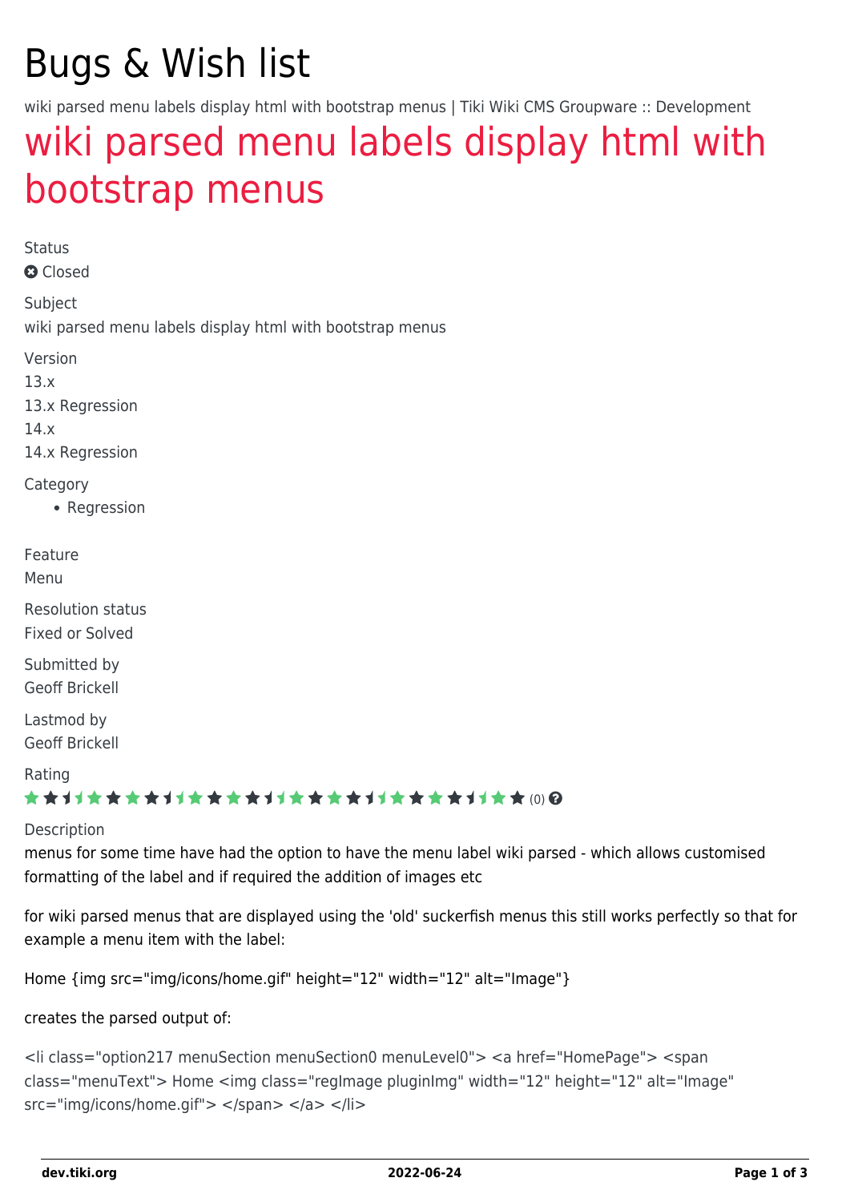# Bugs & Wish list

wiki parsed menu labels display html with bootstrap menus | Tiki Wiki CMS Groupware :: Development

## wiki parsed menu labels display html with bootstrap menus

Status

Closed

Subject

wiki parsed menu labels display html with bootstrap menus

Version

13.x

13.x Regression

14.x

14.x Regression

Category

- Regression

Feature

Menu

Resolution status

Fixed or Solved

Submitted by

Geoff Brickell

Lastmod by

Geoff Brickell

Rating

(0)

Description

menus for some time have had the option to have the menu label wiki parsed - which allows customised formatting of the label and if required the addition of images etc

for wiki parsed menus that are displayed using the 'old' suckerfish menus this still works perfectly so that for example a menu item with the label:

Home {img src="img/icons/home.gif" height="12" width="12" alt="Image"}

creates the parsed output of:

<li class="option217 menuSection menuSection0 menuLevel0"> <a href="HomePage"> <span class="menuText"> Home <img class="regImage pluginImg" width="12" height="12" alt="Image" src="img/icons/home.gif"> </span> </a> </li>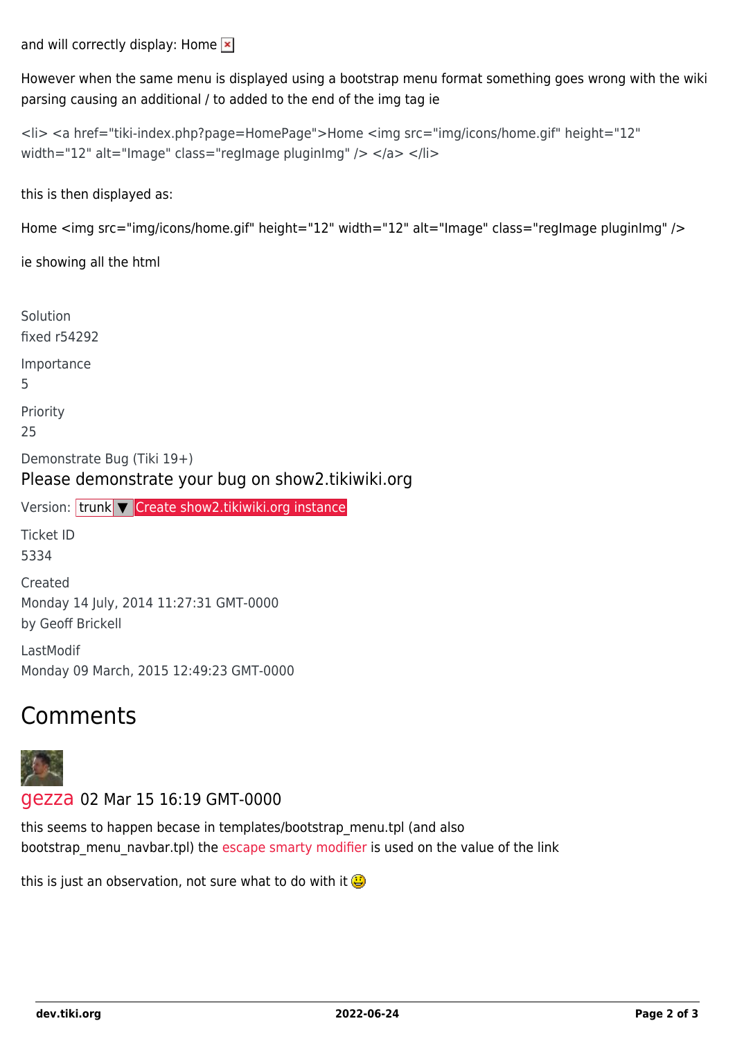and will correctly display: Home

However when the same menu is displayed using a bootstrap menu format something goes wrong with the wiki parsing causing an additional / to added to the end of the img tag ie

<li> <a href="tiki-index.php?page=HomePage">Home <img src="img/icons/home.gif" height="12" width="12" alt="Image" class="regImage pluginImg" /> </a> </li>

this is then displayed as:

Home <img src="img/icons/home.gif" height="12" width="12" alt="Image" class="regImage pluginImg" />

ie showing all the html

Solution

fixed r54292

Importance

5

Priority

25

Demonstrate Bug (Tiki 19+)

Please demonstrate your bug on show2.tikiwiki.org

Version: trunk ▼ Create show2.tikiwiki.org instance

Ticket ID

5334

Created

Monday 14 July, 2014 11:27:31 GMT-0000

by Geoff Brickell

LastModif

Monday 09 March, 2015 12:49:23 GMT-0000

## Comments

gezza 02 Mar 15 16:19 GMT-0000

this seems to happen becase in templates/bootstrap_menu.tpl (and also bootstrap_menu_navbar.tpl) the escape smarty modifier is used on the value of the link

this is just an observation, not sure what to do with it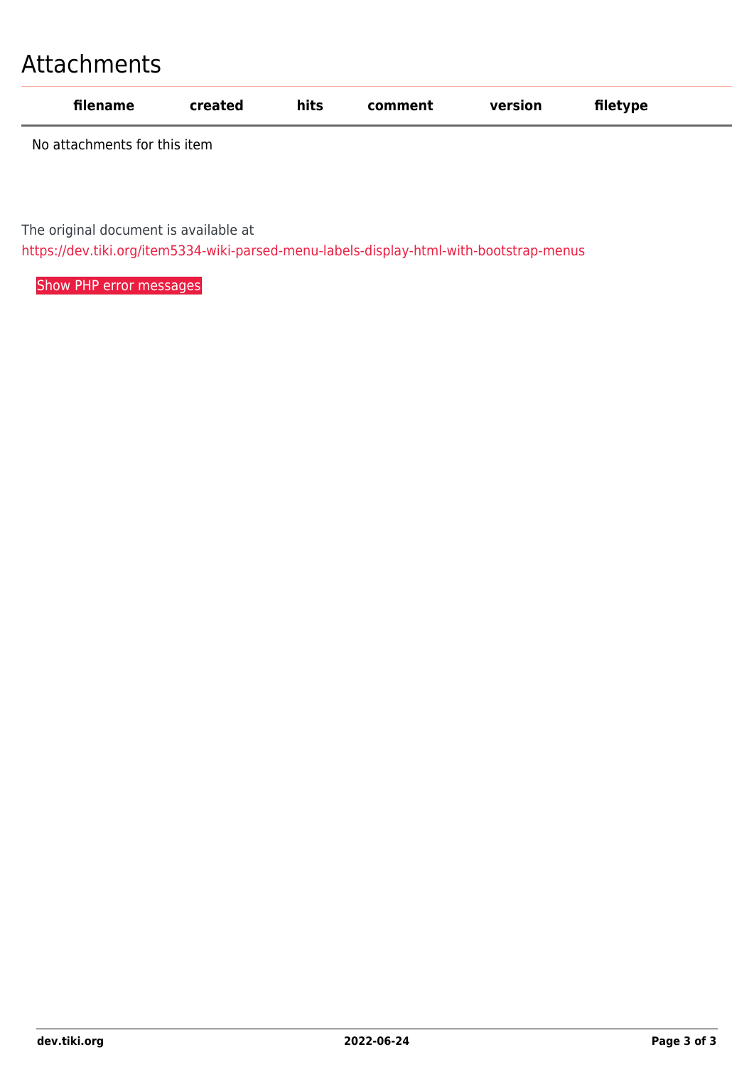# Attachments

| filename | created | hits | comment | version | filetype |
|---|---|---|---|---|---|

No attachments for this item

The original document is available at
https://dev.tiki.org/item5334-wiki-parsed-menu-labels-display-html-with-bootstrap-menus

Show PHP error messages